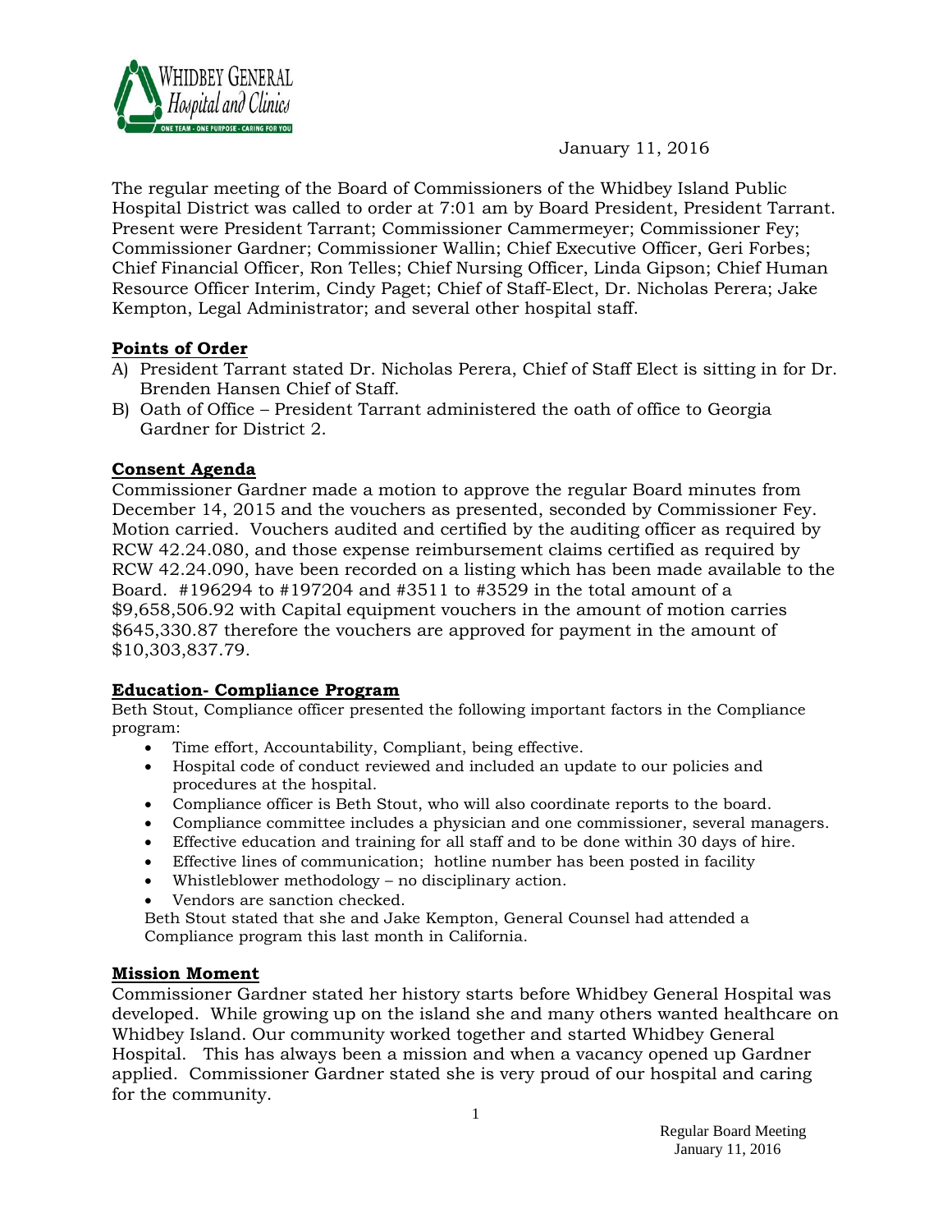January 11, 2016

The regular meeting of the Board of Commissioners of the Whidbey Island Public Hospital District was called to order at 7:01 am by Board President, President Tarrant. Present were President Tarrant; Commissioner Cammermeyer; Commissioner Fey; Commissioner Gardner; Commissioner Wallin; Chief Executive Officer, Geri Forbes; Chief Financial Officer, Ron Telles; Chief Nursing Officer, Linda Gipson; Chief Human Resource Officer Interim, Cindy Paget; Chief of Staff-Elect, Dr. Nicholas Perera; Jake Kempton, Legal Administrator; and several other hospital staff.

## Points of Order

A) President Tarrant stated Dr. Nicholas Perera, Chief of Staff Elect is sitting in for Dr. Brenden Hansen Chief of Staff.

B) Oath of Office – President Tarrant administered the oath of office to Georgia Gardner for District 2.

## Consent Agenda

Commissioner Gardner made a motion to approve the regular Board minutes from December 14, 2015 and the vouchers as presented, seconded by Commissioner Fey. Motion carried. Vouchers audited and certified by the auditing officer as required by RCW 42.24.080, and those expense reimbursement claims certified as required by RCW 42.24.090, have been recorded on a listing which has been made available to the Board. #196294 to #197204 and #3511 to #3529 in the total amount of a $9,658,506.92 with Capital equipment vouchers in the amount of motion carries $645,330.87 therefore the vouchers are approved for payment in the amount of $10,303,837.79.

## Education- Compliance Program

Beth Stout, Compliance officer presented the following important factors in the Compliance program:

- Time effort, Accountability, Compliant, being effective.
- Hospital code of conduct reviewed and included an update to our policies and procedures at the hospital.
- Compliance officer is Beth Stout, who will also coordinate reports to the board.
- Compliance committee includes a physician and one commissioner, several managers.
- Effective education and training for all staff and to be done within 30 days of hire.
- Effective lines of communication; hotline number has been posted in facility
- Whistleblower methodology – no disciplinary action.
- Vendors are sanction checked.

Beth Stout stated that she and Jake Kempton, General Counsel had attended a Compliance program this last month in California.

## Mission Moment

Commissioner Gardner stated her history starts before Whidbey General Hospital was developed. While growing up on the island she and many others wanted healthcare on Whidbey Island. Our community worked together and started Whidbey General Hospital. This has always been a mission and when a vacancy opened up Gardner applied. Commissioner Gardner stated she is very proud of our hospital and caring for the community.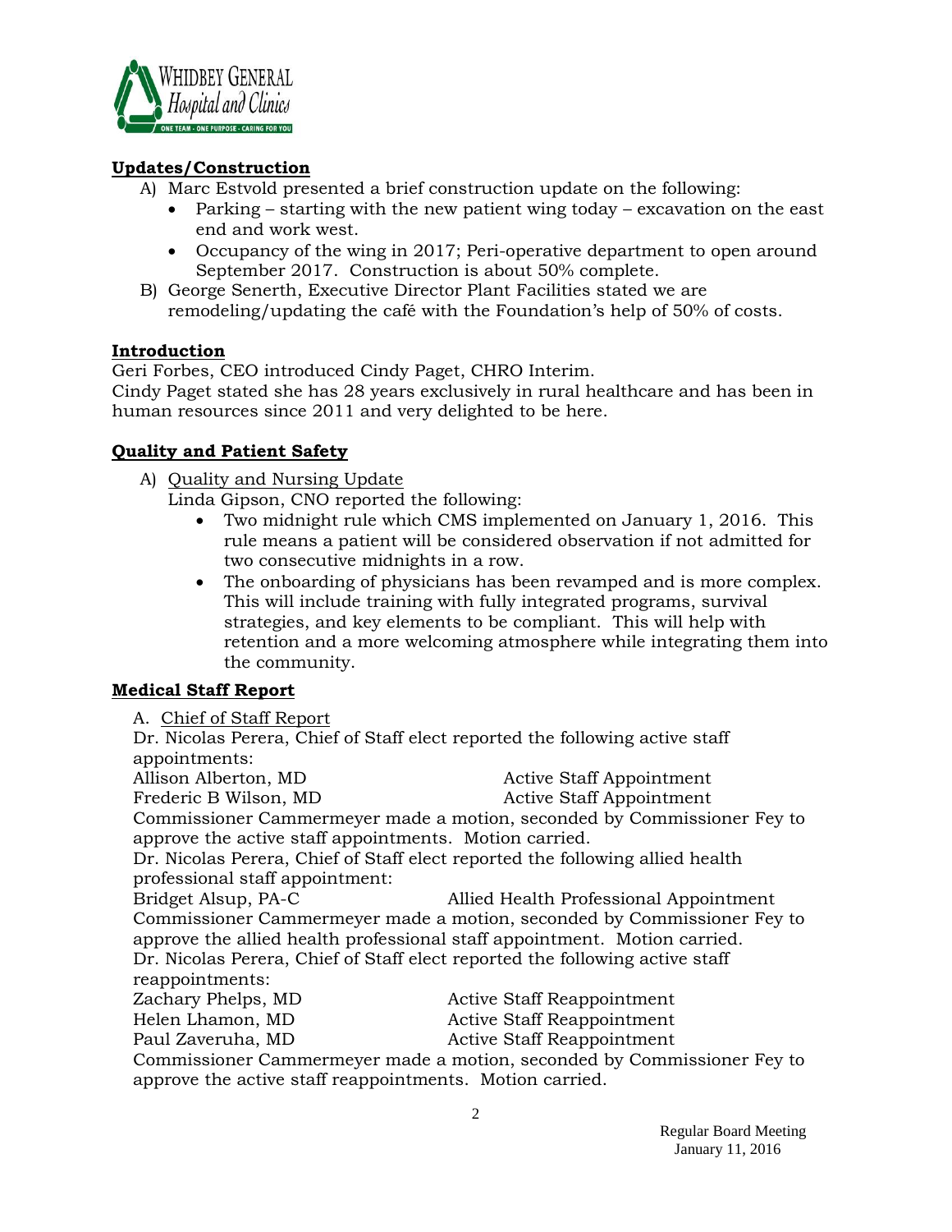## Updates/Construction

A) Marc Estvold presented a brief construction update on the following:
   - Parking – starting with the new patient wing today – excavation on the east end and work west.
   - Occupancy of the wing in 2017; Peri-operative department to open around September 2017. Construction is about 50% complete.

B) George Senerth, Executive Director Plant Facilities stated we are remodeling/updating the café with the Foundation's help of 50% of costs.

## Introduction

Geri Forbes, CEO introduced Cindy Paget, CHRO Interim.
Cindy Paget stated she has 28 years exclusively in rural healthcare and has been in human resources since 2011 and very delighted to be here.

## Quality and Patient Safety

A) Quality and Nursing Update

Linda Gipson, CNO reported the following:
   - Two midnight rule which CMS implemented on January 1, 2016. This rule means a patient will be considered observation if not admitted for two consecutive midnights in a row.
   - The onboarding of physicians has been revamped and is more complex. This will include training with fully integrated programs, survival strategies, and key elements to be compliant. This will help with retention and a more welcoming atmosphere while integrating them into the community.

## Medical Staff Report

A. Chief of Staff Report

Dr. Nicolas Perera, Chief of Staff elect reported the following active staff appointments:

| | |
|---|---|
| Allison Alberton, MD | Active Staff Appointment |
| Frederic B Wilson, MD | Active Staff Appointment |

Commissioner Cammermeyer made a motion, seconded by Commissioner Fey to approve the active staff appointments. Motion carried.

Dr. Nicolas Perera, Chief of Staff elect reported the following allied health professional staff appointment:

| | |
|---|---|
| Bridget Alsup, PA-C | Allied Health Professional Appointment |

Commissioner Cammermeyer made a motion, seconded by Commissioner Fey to approve the allied health professional staff appointment. Motion carried.

Dr. Nicolas Perera, Chief of Staff elect reported the following active staff reappointments:

| | |
|---|---|
| Zachary Phelps, MD | Active Staff Reappointment |
| Helen Lhamon, MD | Active Staff Reappointment |
| Paul Zaveruha, MD | Active Staff Reappointment |

Commissioner Cammermeyer made a motion, seconded by Commissioner Fey to approve the active staff reappointments. Motion carried.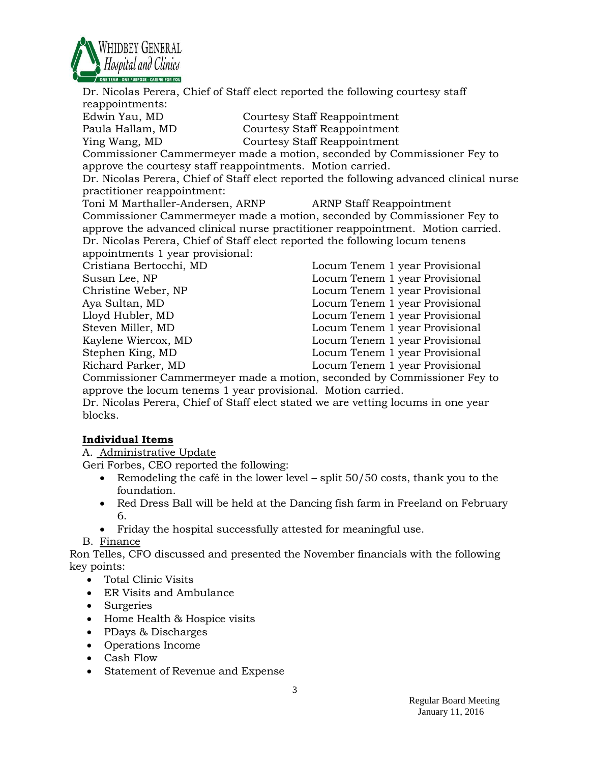Dr. Nicolas Perera, Chief of Staff elect reported the following courtesy staff reappointments:

| | |
|---|---|
| Edwin Yau, MD | Courtesy Staff Reappointment |
| Paula Hallam, MD | Courtesy Staff Reappointment |
| Ying Wang, MD | Courtesy Staff Reappointment |

Commissioner Cammermeyer made a motion, seconded by Commissioner Fey to approve the courtesy staff reappointments. Motion carried.

Dr. Nicolas Perera, Chief of Staff elect reported the following advanced clinical nurse practitioner reappointment:

| | |
|---|---|
| Toni M Marthaller-Andersen, ARNP | ARNP Staff Reappointment |

Commissioner Cammermeyer made a motion, seconded by Commissioner Fey to approve the advanced clinical nurse practitioner reappointment. Motion carried.

Dr. Nicolas Perera, Chief of Staff elect reported the following locum tenens appointments 1 year provisional:

| | |
|---|---|
| Cristiana Bertocchi, MD | Locum Tenem 1 year Provisional |
| Susan Lee, NP | Locum Tenem 1 year Provisional |
| Christine Weber, NP | Locum Tenem 1 year Provisional |
| Aya Sultan, MD | Locum Tenem 1 year Provisional |
| Lloyd Hubler, MD | Locum Tenem 1 year Provisional |
| Steven Miller, MD | Locum Tenem 1 year Provisional |
| Kaylene Wiercox, MD | Locum Tenem 1 year Provisional |
| Stephen King, MD | Locum Tenem 1 year Provisional |
| Richard Parker, MD | Locum Tenem 1 year Provisional |

Commissioner Cammermeyer made a motion, seconded by Commissioner Fey to approve the locum tenems 1 year provisional. Motion carried.

Dr. Nicolas Perera, Chief of Staff elect stated we are vetting locums in one year blocks.

## Individual Items

A. Administrative Update

Geri Forbes, CEO reported the following:

- Remodeling the café in the lower level – split 50/50 costs, thank you to the foundation.
- Red Dress Ball will be held at the Dancing fish farm in Freeland on February 6.
- Friday the hospital successfully attested for meaningful use.

B. Finance

Ron Telles, CFO discussed and presented the November financials with the following key points:

- Total Clinic Visits
- ER Visits and Ambulance
- Surgeries
- Home Health & Hospice visits
- PDays & Discharges
- Operations Income
- Cash Flow
- Statement of Revenue and Expense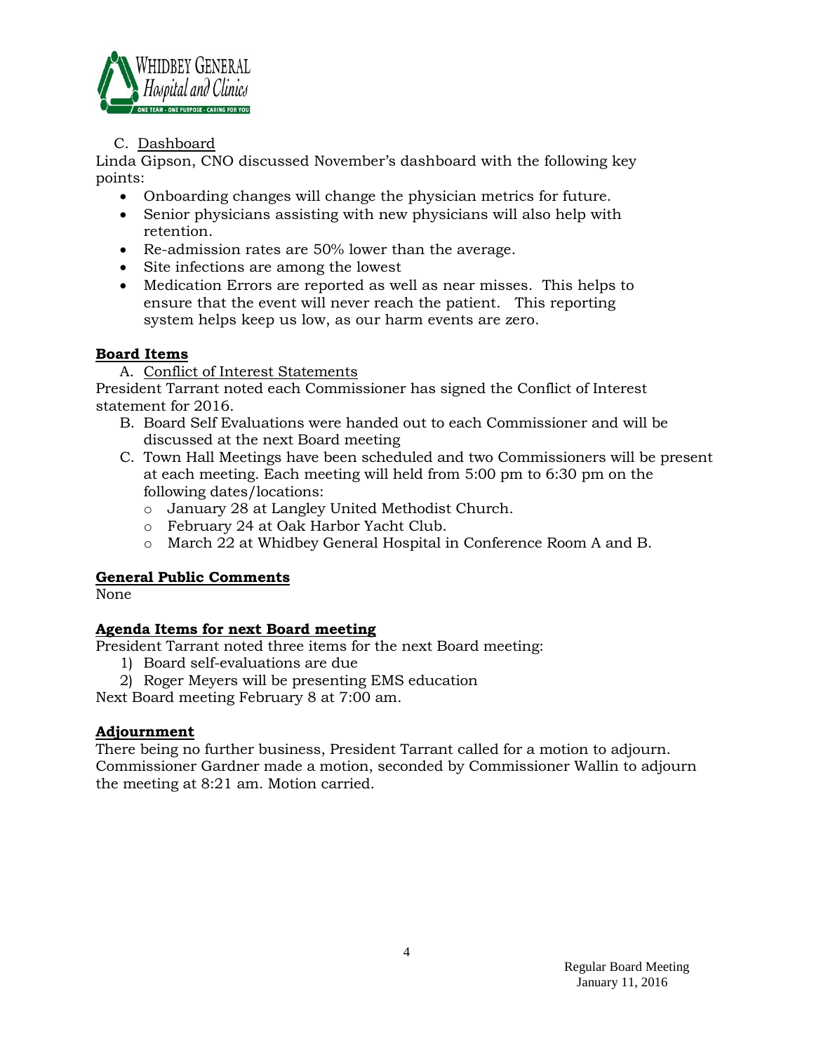C. Dashboard

Linda Gipson, CNO discussed November's dashboard with the following key points:

- Onboarding changes will change the physician metrics for future.
- Senior physicians assisting with new physicians will also help with retention.
- Re-admission rates are 50% lower than the average.
- Site infections are among the lowest
- Medication Errors are reported as well as near misses. This helps to ensure that the event will never reach the patient. This reporting system helps keep us low, as our harm events are zero.

**Board Items**

A. Conflict of Interest Statements

President Tarrant noted each Commissioner has signed the Conflict of Interest statement for 2016.

B. Board Self Evaluations were handed out to each Commissioner and will be discussed at the next Board meeting

C. Town Hall Meetings have been scheduled and two Commissioners will be present at each meeting. Each meeting will held from 5:00 pm to 6:30 pm on the following dates/locations:
   - January 28 at Langley United Methodist Church.
   - February 24 at Oak Harbor Yacht Club.
   - March 22 at Whidbey General Hospital in Conference Room A and B.

**General Public Comments**

None

**Agenda Items for next Board meeting**

President Tarrant noted three items for the next Board meeting:

1) Board self-evaluations are due
2) Roger Meyers will be presenting EMS education

Next Board meeting February 8 at 7:00 am.

**Adjournment**

There being no further business, President Tarrant called for a motion to adjourn. Commissioner Gardner made a motion, seconded by Commissioner Wallin to adjourn the meeting at 8:21 am. Motion carried.